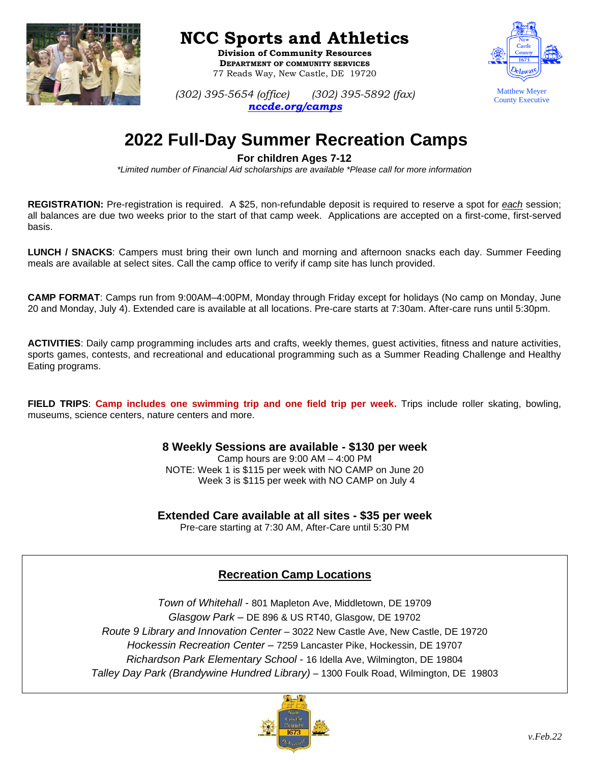# NCC Sports and Athletics

**Division of Community Resources**
**DEPARTMENT OF COMMUNITY SERVICES**
77 Reads Way, New Castle, DE 19720

*(302) 395-5654 (office)* *(302) 395-5892 (fax)*
***nccde.org/camps***

Matthew Meyer
County Executive

## 2022 Full-Day Summer Recreation Camps

**For children Ages 7-12**

*\*Limited number of Financial Aid scholarships are available \*Please call for more information*

**REGISTRATION:** Pre-registration is required. A $25, non-refundable deposit is required to reserve a spot for *each* session; all balances are due two weeks prior to the start of that camp week. Applications are accepted on a first-come, first-served basis.

**LUNCH / SNACKS**: Campers must bring their own lunch and morning and afternoon snacks each day. Summer Feeding meals are available at select sites. Call the camp office to verify if camp site has lunch provided.

**CAMP FORMAT**: Camps run from 9:00AM–4:00PM, Monday through Friday except for holidays (No camp on Monday, June 20 and Monday, July 4). Extended care is available at all locations. Pre-care starts at 7:30am. After-care runs until 5:30pm.

**ACTIVITIES**: Daily camp programming includes arts and crafts, weekly themes, guest activities, fitness and nature activities, sports games, contests, and recreational and educational programming such as a Summer Reading Challenge and Healthy Eating programs.

**FIELD TRIPS**: **Camp includes one swimming trip and one field trip per week.** Trips include roller skating, bowling, museums, science centers, nature centers and more.

**8 Weekly Sessions are available - $130 per week**

Camp hours are 9:00 AM – 4:00 PM
NOTE: Week 1 is $115 per week with NO CAMP on June 20
Week 3 is $115 per week with NO CAMP on July 4

**Extended Care available at all sites - $35 per week**

Pre-care starting at 7:30 AM, After-Care until 5:30 PM

### Recreation Camp Locations

*Town of Whitehall* - 801 Mapleton Ave, Middletown, DE 19709
*Glasgow Park* – DE 896 & US RT40, Glasgow, DE 19702
*Route 9 Library and Innovation Center* – 3022 New Castle Ave, New Castle, DE 19720
*Hockessin Recreation Center* – 7259 Lancaster Pike, Hockessin, DE 19707
*Richardson Park Elementary School* - 16 Idella Ave, Wilmington, DE 19804
*Talley Day Park (Brandywine Hundred Library)* – 1300 Foulk Road, Wilmington, DE 19803

*v.Feb.22*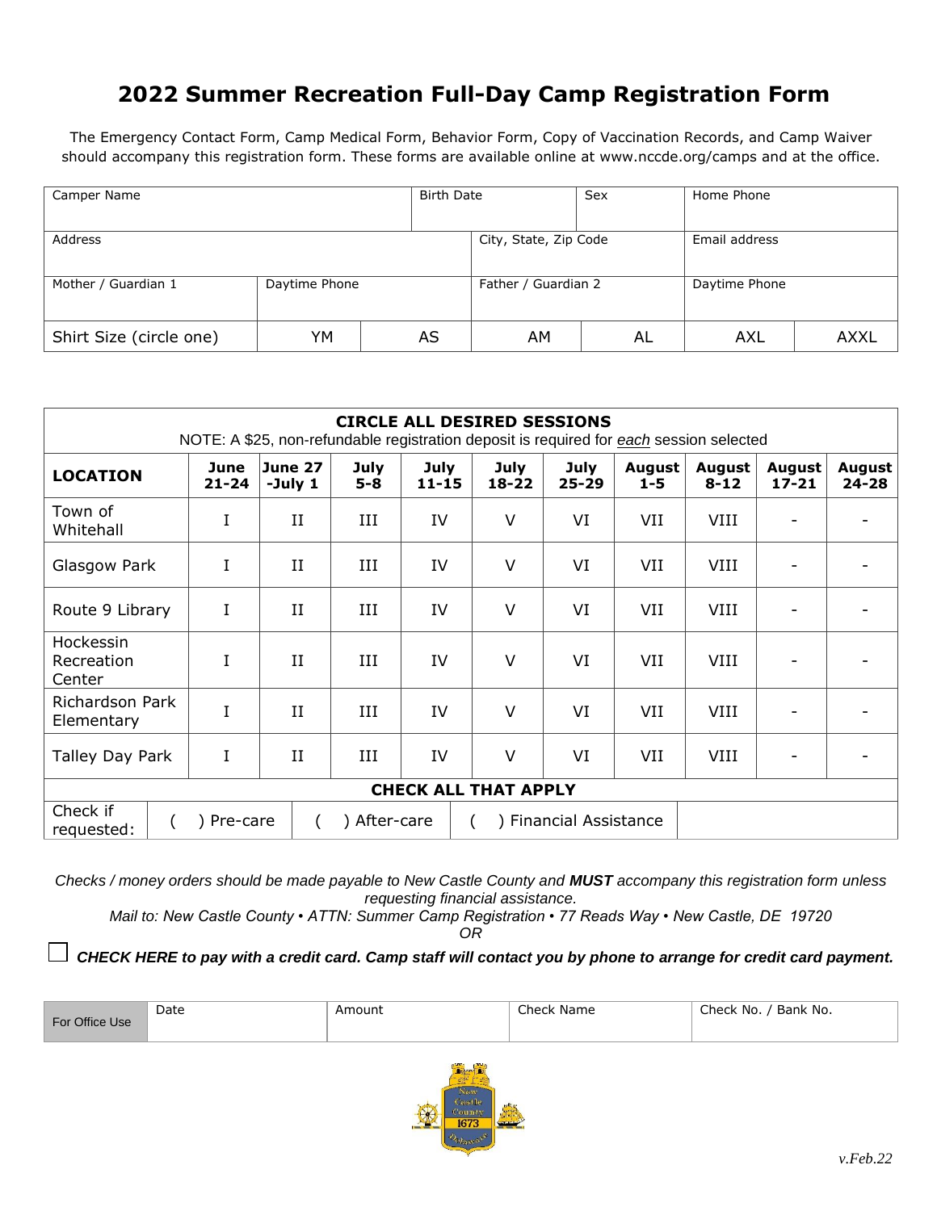# 2022 Summer Recreation Full-Day Camp Registration Form

The Emergency Contact Form, Camp Medical Form, Behavior Form, Copy of Vaccination Records, and Camp Waiver should accompany this registration form. These forms are available online at www.nccde.org/camps and at the office.

| | | | | | | | |
|---|---|---|---|---|---|---|---|
| Camper Name | | | Birth Date | | Sex | Home Phone | |
| Address | | | | City, State, Zip Code | | Email address | |
| Mother / Guardian 1 | Daytime Phone | | | Father / Guardian 2 | | Daytime Phone | |
| Shirt Size (circle one) | YM | AS | | AM | AL | AXL | AXXL |

**CIRCLE ALL DESIRED SESSIONS**

NOTE: A $25, non-refundable registration deposit is required for *each* session selected

| LOCATION | June 21-24 | June 27 -July 1 | July 5-8 | July 11-15 | July 18-22 | July 25-29 | August 1-5 | August 8-12 | August 17-21 | August 24-28 |
|---|---|---|---|---|---|---|---|---|---|---|
| Town of Whitehall | I | II | III | IV | V | VI | VII | VIII | - | - |
| Glasgow Park | I | II | III | IV | V | VI | VII | VIII | - | - |
| Route 9 Library | I | II | III | IV | V | VI | VII | VIII | - | - |
| Hockessin Recreation Center | I | II | III | IV | V | VI | VII | VIII | - | - |
| Richardson Park Elementary | I | II | III | IV | V | VI | VII | VIII | - | - |
| Talley Day Park | I | II | III | IV | V | VI | VII | VIII | - | - |

**CHECK ALL THAT APPLY**

Check if requested: ( ) Pre-care ( ) After-care ( ) Financial Assistance

*Checks / money orders should be made payable to New Castle County and **MUST** accompany this registration form unless requesting financial assistance.*

*Mail to: New Castle County • ATTN: Summer Camp Registration • 77 Reads Way • New Castle, DE 19720*

*OR*

☐ ***CHECK HERE to pay with a credit card. Camp staff will contact you by phone to arrange for credit card payment.***

| For Office Use | Date | Amount | Check Name | Check No. / Bank No. |
|---|---|---|---|---|
| | | | | |

*v.Feb.22*